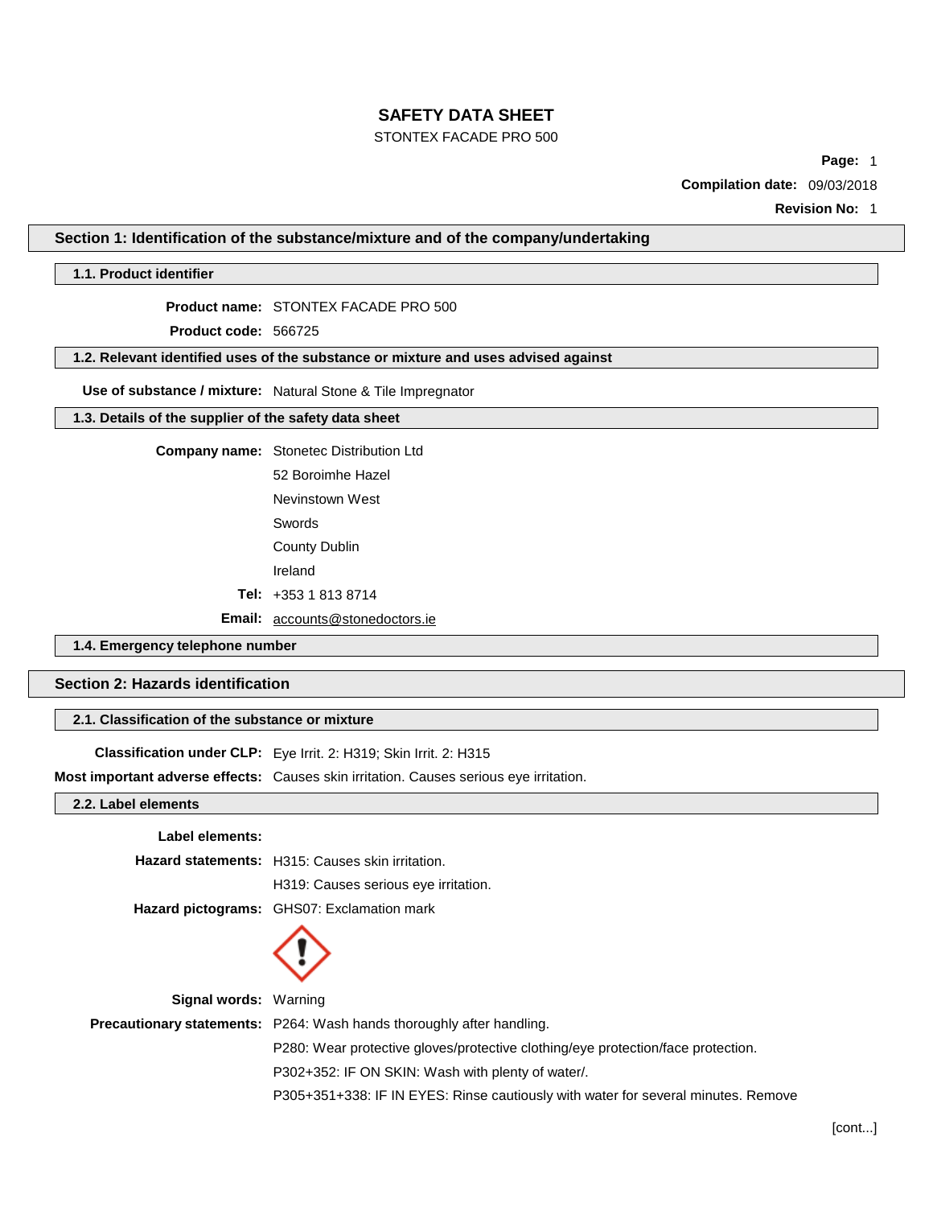# SAFETY DATA SHEET

STONTEX FACADE PRO 500

**Page:** 1

**Compilation date:** 09/03/2018

**Revision No:** 1

## Section 1: Identification of the substance/mixture and of the company/undertaking

### 1.1. Product identifier

**Product name:** STONTEX FACADE PRO 500

**Product code:** 566725

### 1.2. Relevant identified uses of the substance or mixture and uses advised against

**Use of substance / mixture:** Natural Stone & Tile Impregnator

### 1.3. Details of the supplier of the safety data sheet

**Company name:** Stonetec Distribution Ltd
52 Boroimhe Hazel
Nevinstown West
Swords
County Dublin
Ireland

**Tel:** +353 1 813 8714

**Email:** accounts@stonedoctors.ie

### 1.4. Emergency telephone number

## Section 2: Hazards identification

### 2.1. Classification of the substance or mixture

**Classification under CLP:** Eye Irrit. 2: H319; Skin Irrit. 2: H315

**Most important adverse effects:** Causes skin irritation. Causes serious eye irritation.

### 2.2. Label elements

**Label elements:**

**Hazard statements:** H315: Causes skin irritation.
H319: Causes serious eye irritation.

**Hazard pictograms:** GHS07: Exclamation mark

**Signal words:** Warning

**Precautionary statements:** P264: Wash hands thoroughly after handling.
P280: Wear protective gloves/protective clothing/eye protection/face protection.
P302+352: IF ON SKIN: Wash with plenty of water/.
P305+351+338: IF IN EYES: Rinse cautiously with water for several minutes. Remove

[cont...]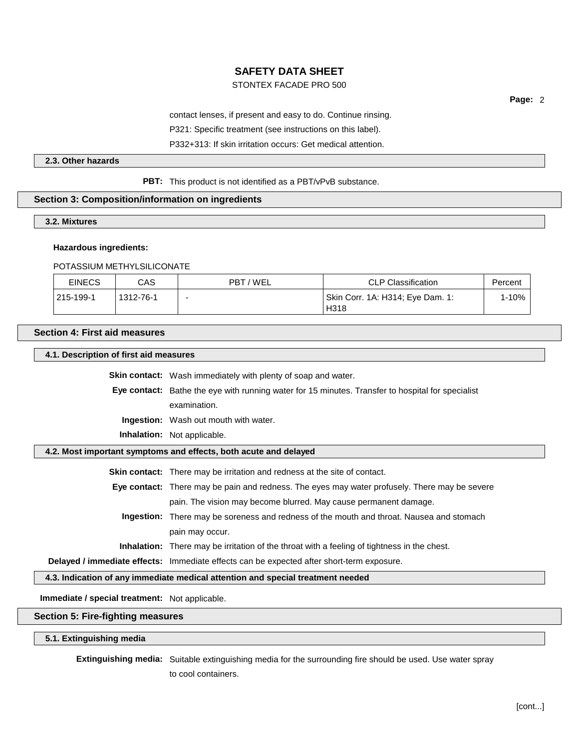contact lenses, if present and easy to do. Continue rinsing.

P321: Specific treatment (see instructions on this label).

P332+313: If skin irritation occurs: Get medical attention.

### 2.3. Other hazards

**PBT:** This product is not identified as a PBT/vPvB substance.

## Section 3: Composition/information on ingredients

### 3.2. Mixtures

**Hazardous ingredients:**

POTASSIUM METHYLSILICONATE

| EINECS | CAS | PBT / WEL | CLP Classification | Percent |
|---|---|---|---|---|
| 215-199-1 | 1312-76-1 | - | Skin Corr. 1A: H314; Eye Dam. 1: H318 | 1-10% |

## Section 4: First aid measures

### 4.1. Description of first aid measures

**Skin contact:** Wash immediately with plenty of soap and water.

**Eye contact:** Bathe the eye with running water for 15 minutes. Transfer to hospital for specialist examination.

**Ingestion:** Wash out mouth with water.

**Inhalation:** Not applicable.

### 4.2. Most important symptoms and effects, both acute and delayed

**Skin contact:** There may be irritation and redness at the site of contact.

**Eye contact:** There may be pain and redness. The eyes may water profusely. There may be severe pain. The vision may become blurred. May cause permanent damage.

**Ingestion:** There may be soreness and redness of the mouth and throat. Nausea and stomach pain may occur.

**Inhalation:** There may be irritation of the throat with a feeling of tightness in the chest.

**Delayed / immediate effects:** Immediate effects can be expected after short-term exposure.

### 4.3. Indication of any immediate medical attention and special treatment needed

**Immediate / special treatment:** Not applicable.

## Section 5: Fire-fighting measures

### 5.1. Extinguishing media

**Extinguishing media:** Suitable extinguishing media for the surrounding fire should be used. Use water spray to cool containers.

[cont...]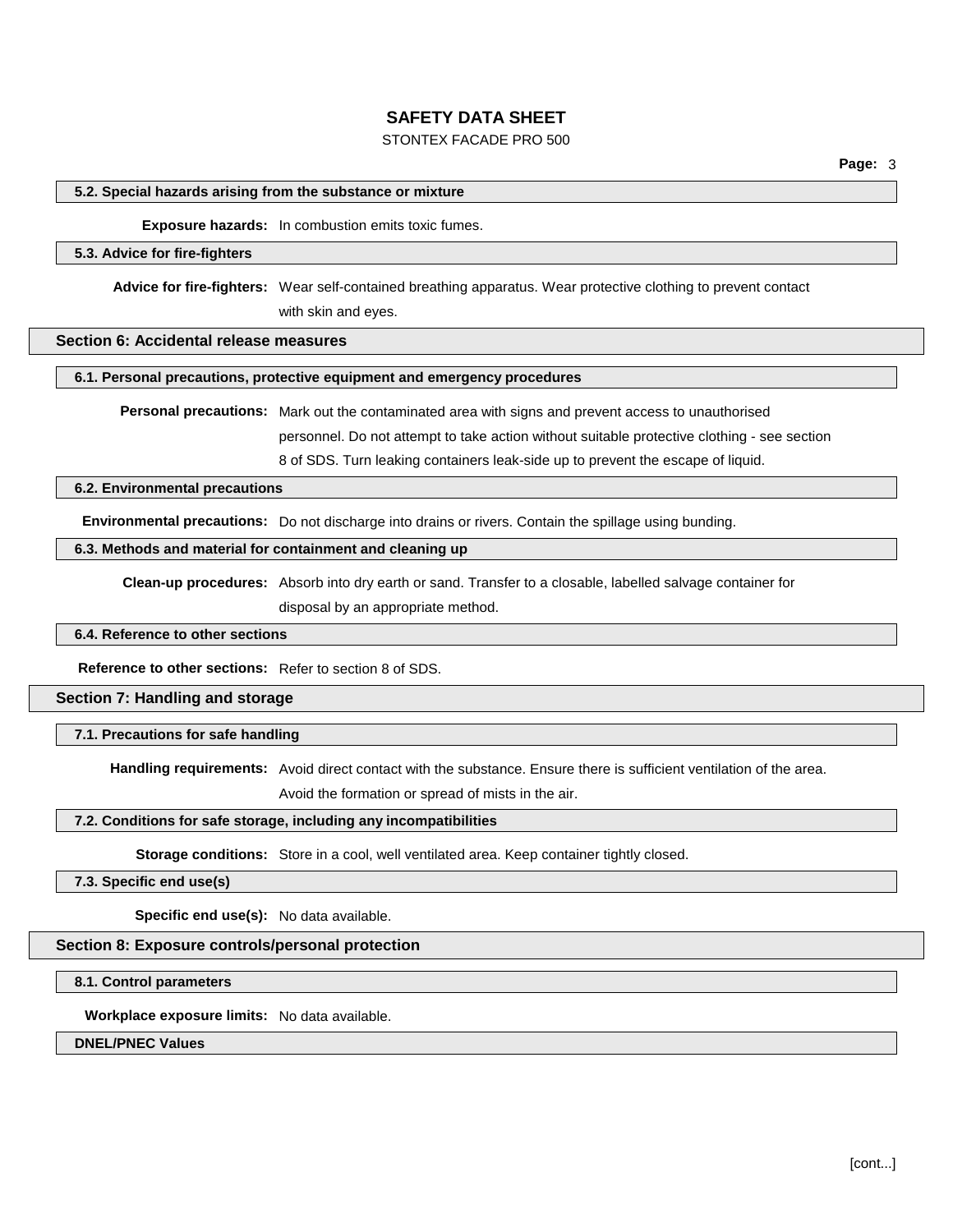### 5.2. Special hazards arising from the substance or mixture

**Exposure hazards:** In combustion emits toxic fumes.

### 5.3. Advice for fire-fighters

**Advice for fire-fighters:** Wear self-contained breathing apparatus. Wear protective clothing to prevent contact with skin and eyes.

## Section 6: Accidental release measures

### 6.1. Personal precautions, protective equipment and emergency procedures

**Personal precautions:** Mark out the contaminated area with signs and prevent access to unauthorised personnel. Do not attempt to take action without suitable protective clothing - see section 8 of SDS. Turn leaking containers leak-side up to prevent the escape of liquid.

### 6.2. Environmental precautions

**Environmental precautions:** Do not discharge into drains or rivers. Contain the spillage using bunding.

### 6.3. Methods and material for containment and cleaning up

**Clean-up procedures:** Absorb into dry earth or sand. Transfer to a closable, labelled salvage container for disposal by an appropriate method.

### 6.4. Reference to other sections

**Reference to other sections:** Refer to section 8 of SDS.

## Section 7: Handling and storage

### 7.1. Precautions for safe handling

**Handling requirements:** Avoid direct contact with the substance. Ensure there is sufficient ventilation of the area. Avoid the formation or spread of mists in the air.

### 7.2. Conditions for safe storage, including any incompatibilities

**Storage conditions:** Store in a cool, well ventilated area. Keep container tightly closed.

### 7.3. Specific end use(s)

**Specific end use(s):** No data available.

## Section 8: Exposure controls/personal protection

### 8.1. Control parameters

**Workplace exposure limits:** No data available.

### DNEL/PNEC Values

[cont...]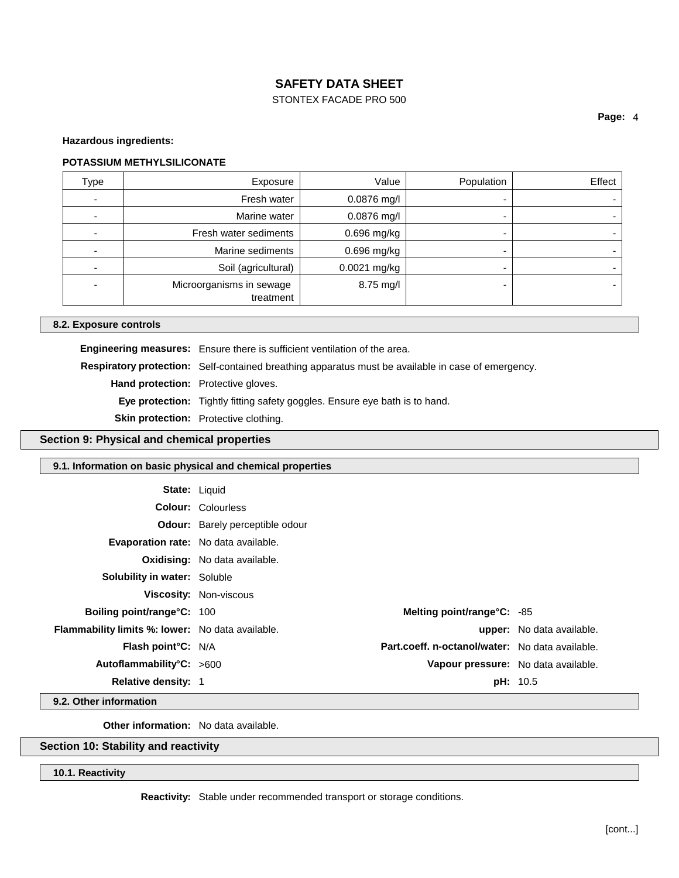**Hazardous ingredients:**

**POTASSIUM METHYLSILICONATE**

| Type | Exposure | Value | Population | Effect |
|---|---|---|---|---|
| - | Fresh water | 0.0876 mg/l | - | - |
| - | Marine water | 0.0876 mg/l | - | - |
| - | Fresh water sediments | 0.696 mg/kg | - | - |
| - | Marine sediments | 0.696 mg/kg | - | - |
| - | Soil (agricultural) | 0.0021 mg/kg | - | - |
| - | Microorganisms in sewage treatment | 8.75 mg/l | - | - |

### 8.2. Exposure controls

**Engineering measures:** Ensure there is sufficient ventilation of the area.

**Respiratory protection:** Self-contained breathing apparatus must be available in case of emergency.

**Hand protection:** Protective gloves.

**Eye protection:** Tightly fitting safety goggles. Ensure eye bath is to hand.

**Skin protection:** Protective clothing.

## Section 9: Physical and chemical properties

### 9.1. Information on basic physical and chemical properties

**State:** Liquid

**Colour:** Colourless

**Odour:** Barely perceptible odour

**Evaporation rate:** No data available.

**Oxidising:** No data available.

**Solubility in water:** Soluble

**Viscosity:** Non-viscous

**Boiling point/range°C:** 100

**Melting point/range°C:** -85

**Flammability limits %: lower:** No data available.

**upper:** No data available.

**Flash point°C:** N/A

**Part.coeff. n-octanol/water:** No data available.

**Autoflammability°C:** >600

**Vapour pressure:** No data available.

**Relative density:** 1

**pH:** 10.5

### 9.2. Other information

**Other information:** No data available.

## Section 10: Stability and reactivity

### 10.1. Reactivity

**Reactivity:** Stable under recommended transport or storage conditions.

[cont...]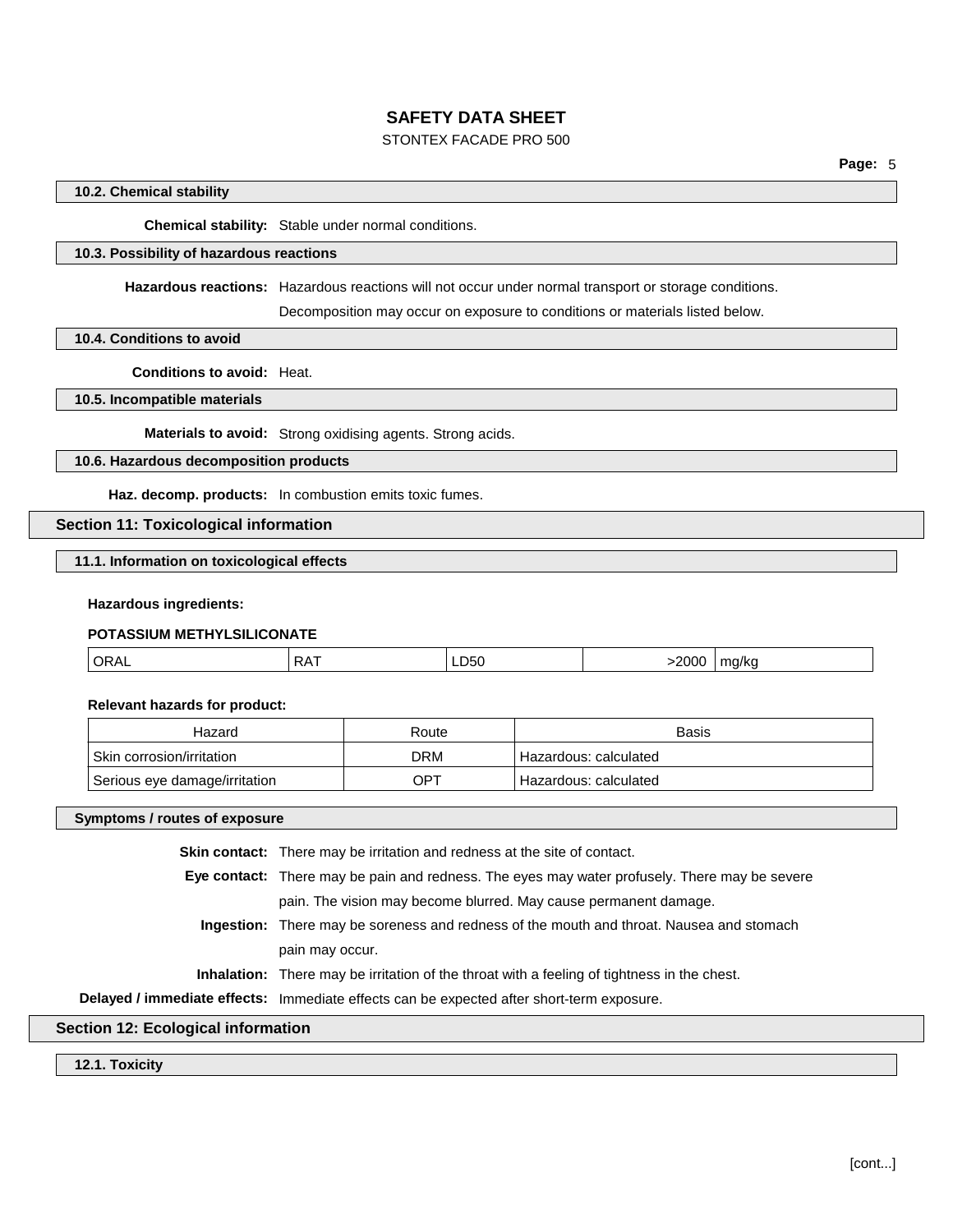### 10.2. Chemical stability

**Chemical stability:** Stable under normal conditions.

### 10.3. Possibility of hazardous reactions

**Hazardous reactions:** Hazardous reactions will not occur under normal transport or storage conditions. Decomposition may occur on exposure to conditions or materials listed below.

### 10.4. Conditions to avoid

**Conditions to avoid:** Heat.

### 10.5. Incompatible materials

**Materials to avoid:** Strong oxidising agents. Strong acids.

### 10.6. Hazardous decomposition products

**Haz. decomp. products:** In combustion emits toxic fumes.

## Section 11: Toxicological information

### 11.1. Information on toxicological effects

**Hazardous ingredients:**

**POTASSIUM METHYLSILICONATE**

| | | | | |
|---|---|---|---|---|
| ORAL | RAT | LD50 | >2000 | mg/kg |

**Relevant hazards for product:**

| Hazard | Route | Basis |
|---|---|---|
| Skin corrosion/irritation | DRM | Hazardous: calculated |
| Serious eye damage/irritation | OPT | Hazardous: calculated |

### Symptoms / routes of exposure

**Skin contact:** There may be irritation and redness at the site of contact.

**Eye contact:** There may be pain and redness. The eyes may water profusely. There may be severe pain. The vision may become blurred. May cause permanent damage.

**Ingestion:** There may be soreness and redness of the mouth and throat. Nausea and stomach pain may occur.

**Inhalation:** There may be irritation of the throat with a feeling of tightness in the chest.

**Delayed / immediate effects:** Immediate effects can be expected after short-term exposure.

## Section 12: Ecological information

### 12.1. Toxicity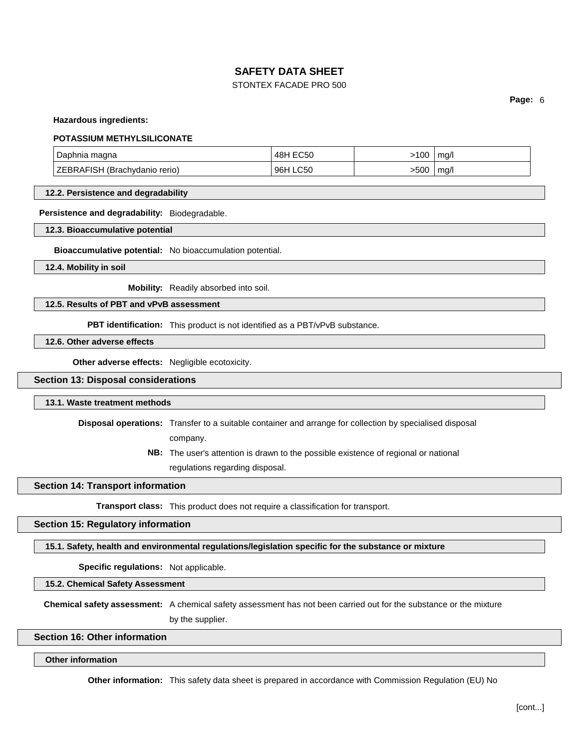**Hazardous ingredients:**

**POTASSIUM METHYLSILICONATE**

| Daphnia magna | 48H EC50 | >100 | mg/l |
|---|---|---|---|
| ZEBRAFISH (Brachydanio rerio) | 96H LC50 | >500 | mg/l |

### 12.2. Persistence and degradability

**Persistence and degradability:** Biodegradable.

### 12.3. Bioaccumulative potential

**Bioaccumulative potential:** No bioaccumulation potential.

### 12.4. Mobility in soil

**Mobility:** Readily absorbed into soil.

### 12.5. Results of PBT and vPvB assessment

**PBT identification:** This product is not identified as a PBT/vPvB substance.

### 12.6. Other adverse effects

**Other adverse effects:** Negligible ecotoxicity.

## Section 13: Disposal considerations

### 13.1. Waste treatment methods

**Disposal operations:** Transfer to a suitable container and arrange for collection by specialised disposal company.

**NB:** The user's attention is drawn to the possible existence of regional or national regulations regarding disposal.

## Section 14: Transport information

**Transport class:** This product does not require a classification for transport.

## Section 15: Regulatory information

### 15.1. Safety, health and environmental regulations/legislation specific for the substance or mixture

**Specific regulations:** Not applicable.

### 15.2. Chemical Safety Assessment

**Chemical safety assessment:** A chemical safety assessment has not been carried out for the substance or the mixture by the supplier.

## Section 16: Other information

### Other information

**Other information:** This safety data sheet is prepared in accordance with Commission Regulation (EU) No

[cont...]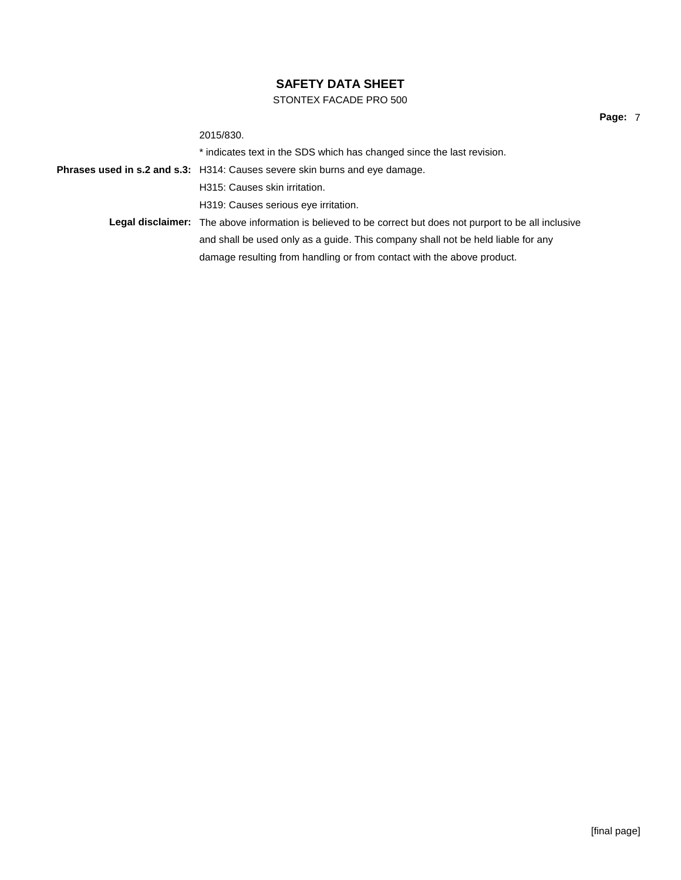2015/830.

* indicates text in the SDS which has changed since the last revision.

**Phrases used in s.2 and s.3:** H314: Causes severe skin burns and eye damage.

H315: Causes skin irritation.

H319: Causes serious eye irritation.

**Legal disclaimer:** The above information is believed to be correct but does not purport to be all inclusive and shall be used only as a guide. This company shall not be held liable for any damage resulting from handling or from contact with the above product.

[final page]